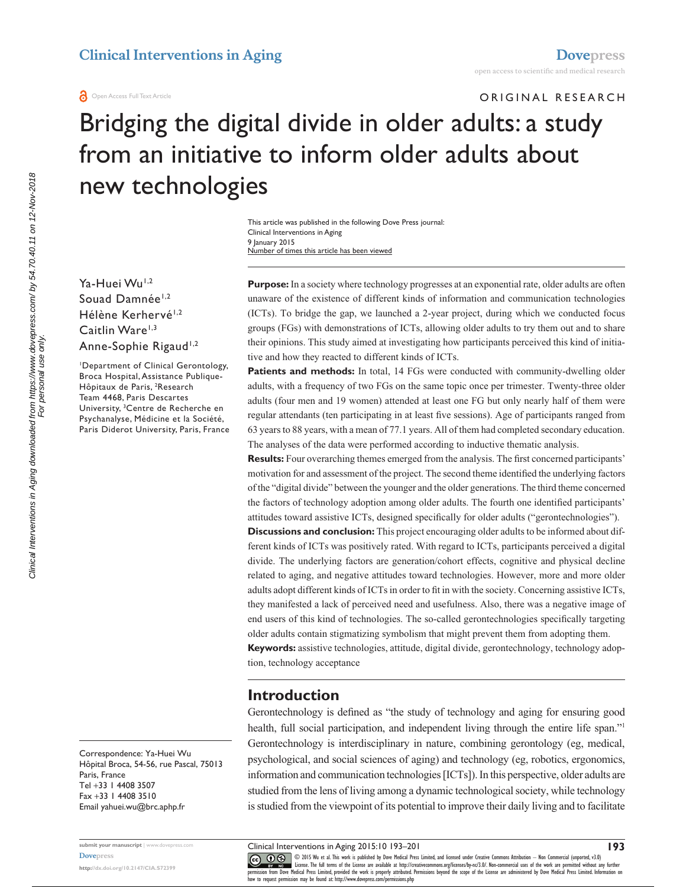ORIGINAL RESEARCH

# Bridging the digital divide in older adults: a study from an initiative to inform older adults about new technologies

This article was published in the following Dove Press journal:
Clinical Interventions in Aging
9 January 2015
Number of times this article has been viewed

Ya-Huei Wu[1,2]
Souad Damnée[1,2]
Hélène Kerhervé[1,2]
Caitlin Ware[1,3]
Anne-Sophie Rigaud[1,2]

[1]Department of Clinical Gerontology, Broca Hospital, Assistance Publique-Hôpitaux de Paris, [2]Research Team 4468, Paris Descartes University, [3]Centre de Recherche en Psychanalyse, Médicine et la Société, Paris Diderot University, Paris, France

Correspondence: Ya-Huei Wu
Hôpital Broca, 54-56, rue Pascal, 75013 Paris, France
Tel +33 1 4408 3507
Fax +33 1 4408 3510
Email yahuei.wu@brc.aphp.fr

**Purpose:** In a society where technology progresses at an exponential rate, older adults are often unaware of the existence of different kinds of information and communication technologies (ICTs). To bridge the gap, we launched a 2-year project, during which we conducted focus groups (FGs) with demonstrations of ICTs, allowing older adults to try them out and to share their opinions. This study aimed at investigating how participants perceived this kind of initiative and how they reacted to different kinds of ICTs.

**Patients and methods:** In total, 14 FGs were conducted with community-dwelling older adults, with a frequency of two FGs on the same topic once per trimester. Twenty-three older adults (four men and 19 women) attended at least one FG but only nearly half of them were regular attendants (ten participating in at least five sessions). Age of participants ranged from 63 years to 88 years, with a mean of 77.1 years. All of them had completed secondary education. The analyses of the data were performed according to inductive thematic analysis.

**Results:** Four overarching themes emerged from the analysis. The first concerned participants' motivation for and assessment of the project. The second theme identified the underlying factors of the "digital divide" between the younger and the older generations. The third theme concerned the factors of technology adoption among older adults. The fourth one identified participants' attitudes toward assistive ICTs, designed specifically for older adults ("gerontechnologies").

**Discussions and conclusion:** This project encouraging older adults to be informed about different kinds of ICTs was positively rated. With regard to ICTs, participants perceived a digital divide. The underlying factors are generation/cohort effects, cognitive and physical decline related to aging, and negative attitudes toward technologies. However, more and more older adults adopt different kinds of ICTs in order to fit in with the society. Concerning assistive ICTs, they manifested a lack of perceived need and usefulness. Also, there was a negative image of end users of this kind of technologies. The so-called gerontechnologies specifically targeting older adults contain stigmatizing symbolism that might prevent them from adopting them.

**Keywords:** assistive technologies, attitude, digital divide, gerontechnology, technology adoption, technology acceptance

## Introduction

Gerontechnology is defined as "the study of technology and aging for ensuring good health, full social participation, and independent living through the entire life span."[1] Gerontechnology is interdisciplinary in nature, combining gerontology (eg, medical, psychological, and social sciences of aging) and technology (eg, robotics, ergonomics, information and communication technologies [ICTs]). In this perspective, older adults are studied from the lens of living among a dynamic technological society, while technology is studied from the viewpoint of its potential to improve their daily living and to facilitate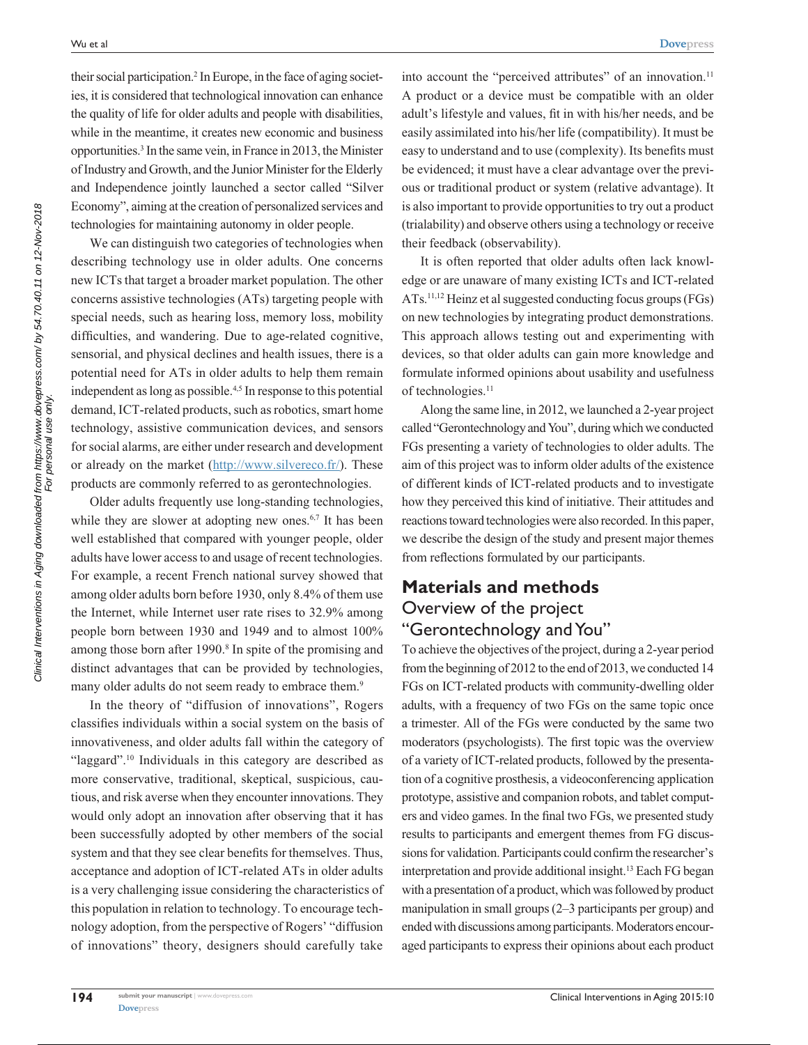their social participation.[2] In Europe, in the face of aging societies, it is considered that technological innovation can enhance the quality of life for older adults and people with disabilities, while in the meantime, it creates new economic and business opportunities.[3] In the same vein, in France in 2013, the Minister of Industry and Growth, and the Junior Minister for the Elderly and Independence jointly launched a sector called "Silver Economy", aiming at the creation of personalized services and technologies for maintaining autonomy in older people.

We can distinguish two categories of technologies when describing technology use in older adults. One concerns new ICTs that target a broader market population. The other concerns assistive technologies (ATs) targeting people with special needs, such as hearing loss, memory loss, mobility difficulties, and wandering. Due to age-related cognitive, sensorial, and physical declines and health issues, there is a potential need for ATs in older adults to help them remain independent as long as possible.[4,5] In response to this potential demand, ICT-related products, such as robotics, smart home technology, assistive communication devices, and sensors for social alarms, are either under research and development or already on the market (http://www.silvereco.fr/). These products are commonly referred to as gerontechnologies.

Older adults frequently use long-standing technologies, while they are slower at adopting new ones.[6,7] It has been well established that compared with younger people, older adults have lower access to and usage of recent technologies. For example, a recent French national survey showed that among older adults born before 1930, only 8.4% of them use the Internet, while Internet user rate rises to 32.9% among people born between 1930 and 1949 and to almost 100% among those born after 1990.[8] In spite of the promising and distinct advantages that can be provided by technologies, many older adults do not seem ready to embrace them.[9]

In the theory of "diffusion of innovations", Rogers classifies individuals within a social system on the basis of innovativeness, and older adults fall within the category of "laggard".[10] Individuals in this category are described as more conservative, traditional, skeptical, suspicious, cautious, and risk averse when they encounter innovations. They would only adopt an innovation after observing that it has been successfully adopted by other members of the social system and that they see clear benefits for themselves. Thus, acceptance and adoption of ICT-related ATs in older adults is a very challenging issue considering the characteristics of this population in relation to technology. To encourage technology adoption, from the perspective of Rogers' "diffusion of innovations" theory, designers should carefully take into account the "perceived attributes" of an innovation.[11] A product or a device must be compatible with an older adult's lifestyle and values, fit in with his/her needs, and be easily assimilated into his/her life (compatibility). It must be easy to understand and to use (complexity). Its benefits must be evidenced; it must have a clear advantage over the previous or traditional product or system (relative advantage). It is also important to provide opportunities to try out a product (trialability) and observe others using a technology or receive their feedback (observability).

It is often reported that older adults often lack knowledge or are unaware of many existing ICTs and ICT-related ATs.[11,12] Heinz et al suggested conducting focus groups (FGs) on new technologies by integrating product demonstrations. This approach allows testing out and experimenting with devices, so that older adults can gain more knowledge and formulate informed opinions about usability and usefulness of technologies.[11]

Along the same line, in 2012, we launched a 2-year project called "Gerontechnology and You", during which we conducted FGs presenting a variety of technologies to older adults. The aim of this project was to inform older adults of the existence of different kinds of ICT-related products and to investigate how they perceived this kind of initiative. Their attitudes and reactions toward technologies were also recorded. In this paper, we describe the design of the study and present major themes from reflections formulated by our participants.

## Materials and methods

### Overview of the project "Gerontechnology and You"

To achieve the objectives of the project, during a 2-year period from the beginning of 2012 to the end of 2013, we conducted 14 FGs on ICT-related products with community-dwelling older adults, with a frequency of two FGs on the same topic once a trimester. All of the FGs were conducted by the same two moderators (psychologists). The first topic was the overview of a variety of ICT-related products, followed by the presentation of a cognitive prosthesis, a videoconferencing application prototype, assistive and companion robots, and tablet computers and video games. In the final two FGs, we presented study results to participants and emergent themes from FG discussions for validation. Participants could confirm the researcher's interpretation and provide additional insight.[13] Each FG began with a presentation of a product, which was followed by product manipulation in small groups (2–3 participants per group) and ended with discussions among participants. Moderators encouraged participants to express their opinions about each product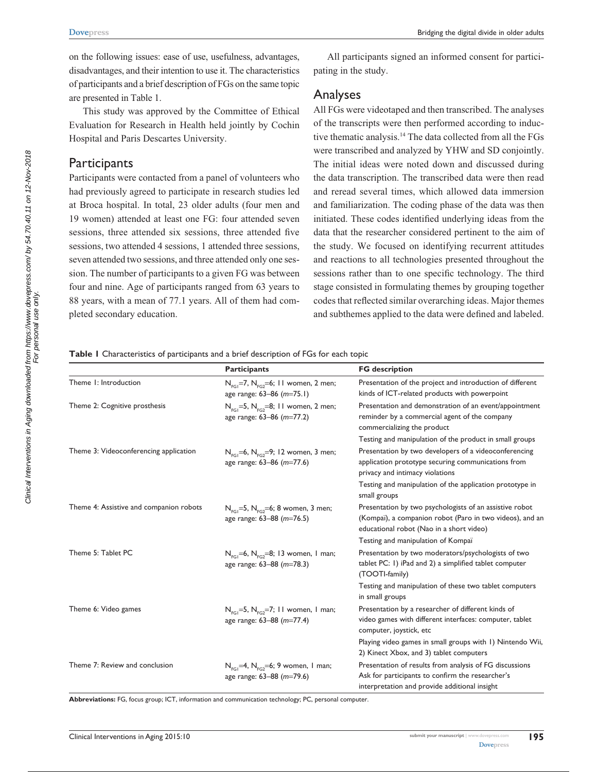on the following issues: ease of use, usefulness, advantages, disadvantages, and their intention to use it. The characteristics of participants and a brief description of FGs on the same topic are presented in Table 1.

This study was approved by the Committee of Ethical Evaluation for Research in Health held jointly by Cochin Hospital and Paris Descartes University.

## Participants

Participants were contacted from a panel of volunteers who had previously agreed to participate in research studies led at Broca hospital. In total, 23 older adults (four men and 19 women) attended at least one FG: four attended seven sessions, three attended six sessions, three attended five sessions, two attended 4 sessions, 1 attended three sessions, seven attended two sessions, and three attended only one session. The number of participants to a given FG was between four and nine. Age of participants ranged from 63 years to 88 years, with a mean of 77.1 years. All of them had completed secondary education.

All participants signed an informed consent for participating in the study.

## Analyses

All FGs were videotaped and then transcribed. The analyses of the transcripts were then performed according to inductive thematic analysis.[14] The data collected from all the FGs were transcribed and analyzed by YHW and SD conjointly. The initial ideas were noted down and discussed during the data transcription. The transcribed data were then read and reread several times, which allowed data immersion and familiarization. The coding phase of the data was then initiated. These codes identified underlying ideas from the data that the researcher considered pertinent to the aim of the study. We focused on identifying recurrent attitudes and reactions to all technologies presented throughout the sessions rather than to one specific technology. The third stage consisted in formulating themes by grouping together codes that reflected similar overarching ideas. Major themes and subthemes applied to the data were defined and labeled.

**Table 1** Characteristics of participants and a brief description of FGs for each topic

| | Participants | FG description |
|---|---|---|
| Theme 1: Introduction | $N_{FG1}=7$, $N_{FG2}=6$; 11 women, 2 men; age range: 63–86 (*m*=75.1) | Presentation of the project and introduction of different kinds of ICT-related products with powerpoint |
| Theme 2: Cognitive prosthesis | $N_{FG1}=5$, $N_{FG2}=8$; 11 women, 2 men; age range: 63–86 (*m*=77.2) | Presentation and demonstration of an event/appointment reminder by a commercial agent of the company commercializing the product<br>Testing and manipulation of the product in small groups |
| Theme 3: Videoconferencing application | $N_{FG1}=6$, $N_{FG2}=9$; 12 women, 3 men; age range: 63–86 (*m*=77.6) | Presentation by two developers of a videoconferencing application prototype securing communications from privacy and intimacy violations<br>Testing and manipulation of the application prototype in small groups |
| Theme 4: Assistive and companion robots | $N_{FG1}=5$, $N_{FG2}=6$; 8 women, 3 men; age range: 63–88 (*m*=76.5) | Presentation by two psychologists of an assistive robot (Kompaï), a companion robot (Paro in two videos), and an educational robot (Nao in a short video)<br>Testing and manipulation of Kompaï |
| Theme 5: Tablet PC | $N_{FG1}=6$, $N_{FG2}=8$; 13 women, 1 man; age range: 63–88 (*m*=78.3) | Presentation by two moderators/psychologists of two tablet PC: 1) iPad and 2) a simplified tablet computer (TOOTI-family)<br>Testing and manipulation of these two tablet computers in small groups |
| Theme 6: Video games | $N_{FG1}=5$, $N_{FG2}=7$; 11 women, 1 man; age range: 63–88 (*m*=77.4) | Presentation by a researcher of different kinds of video games with different interfaces: computer, tablet computer, joystick, etc<br>Playing video games in small groups with 1) Nintendo Wii, 2) Kinect Xbox, and 3) tablet computers |
| Theme 7: Review and conclusion | $N_{FG1}=4$, $N_{FG2}=6$; 9 women, 1 man; age range: 63–88 (*m*=79.6) | Presentation of results from analysis of FG discussions<br>Ask for participants to confirm the researcher's interpretation and provide additional insight |

**Abbreviations:** FG, focus group; ICT, information and communication technology; PC, personal computer.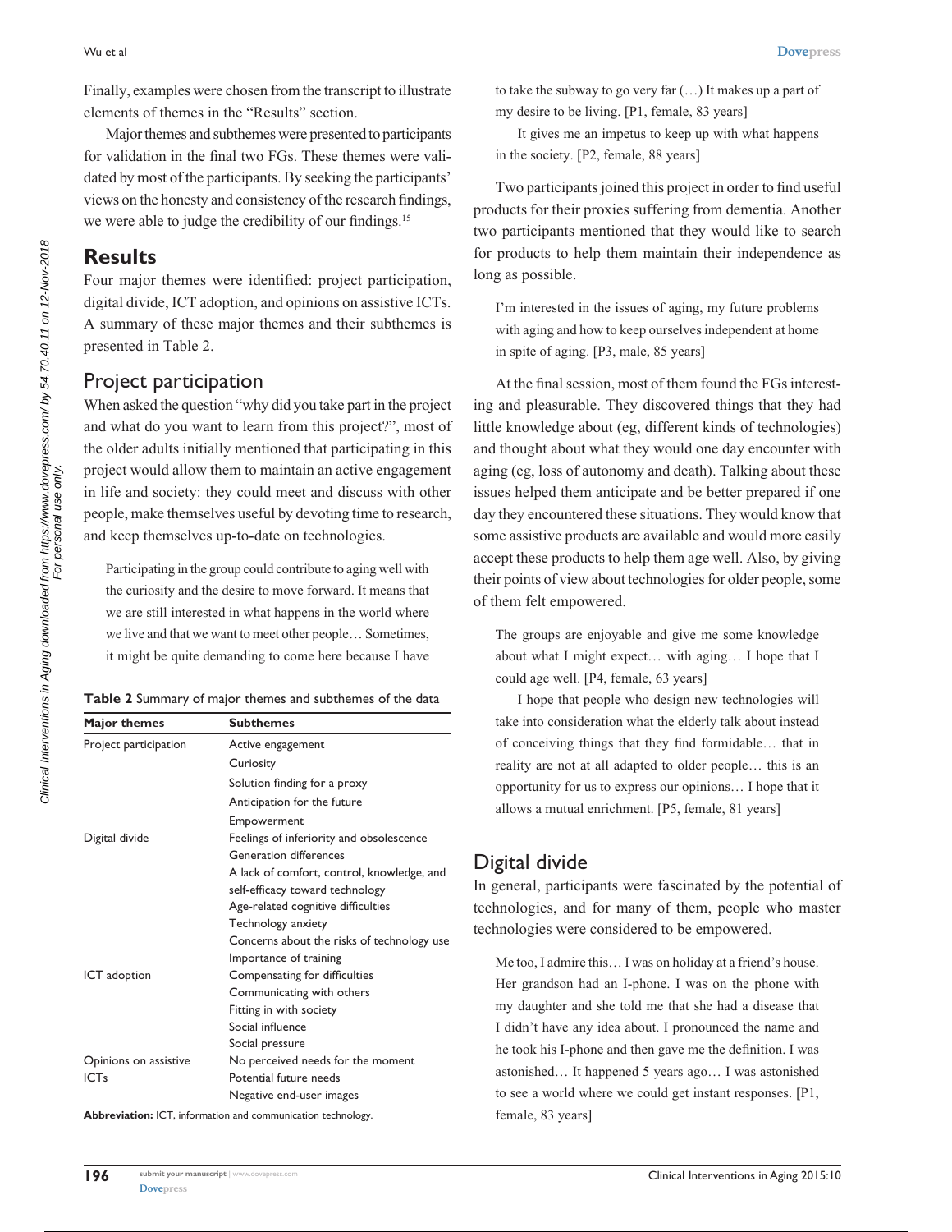Finally, examples were chosen from the transcript to illustrate elements of themes in the "Results" section.

Major themes and subthemes were presented to participants for validation in the final two FGs. These themes were validated by most of the participants. By seeking the participants' views on the honesty and consistency of the research findings, we were able to judge the credibility of our findings.[15]

## Results

Four major themes were identified: project participation, digital divide, ICT adoption, and opinions on assistive ICTs. A summary of these major themes and their subthemes is presented in Table 2.

### Project participation

When asked the question "why did you take part in the project and what do you want to learn from this project?", most of the older adults initially mentioned that participating in this project would allow them to maintain an active engagement in life and society: they could meet and discuss with other people, make themselves useful by devoting time to research, and keep themselves up-to-date on technologies.

> Participating in the group could contribute to aging well with the curiosity and the desire to move forward. It means that we are still interested in what happens in the world where we live and that we want to meet other people… Sometimes, it might be quite demanding to come here because I have to take the subway to go very far (…) It makes up a part of my desire to be living. [P1, female, 83 years]
>
> It gives me an impetus to keep up with what happens in the society. [P2, female, 88 years]

**Table 2** Summary of major themes and subthemes of the data

| Major themes | Subthemes |
| --- | --- |
| Project participation | Active engagement |
| | Curiosity |
| | Solution finding for a proxy |
| | Anticipation for the future |
| | Empowerment |
| Digital divide | Feelings of inferiority and obsolescence |
| | Generation differences |
| | A lack of comfort, control, knowledge, and self-efficacy toward technology |
| | Age-related cognitive difficulties |
| | Technology anxiety |
| | Concerns about the risks of technology use |
| | Importance of training |
| ICT adoption | Compensating for difficulties |
| | Communicating with others |
| | Fitting in with society |
| | Social influence |
| | Social pressure |
| Opinions on assistive ICTs | No perceived needs for the moment |
| | Potential future needs |
| | Negative end-user images |

**Abbreviation:** ICT, information and communication technology.

Two participants joined this project in order to find useful products for their proxies suffering from dementia. Another two participants mentioned that they would like to search for products to help them maintain their independence as long as possible.

> I'm interested in the issues of aging, my future problems with aging and how to keep ourselves independent at home in spite of aging. [P3, male, 85 years]

At the final session, most of them found the FGs interesting and pleasurable. They discovered things that they had little knowledge about (eg, different kinds of technologies) and thought about what they would one day encounter with aging (eg, loss of autonomy and death). Talking about these issues helped them anticipate and be better prepared if one day they encountered these situations. They would know that some assistive products are available and would more easily accept these products to help them age well. Also, by giving their points of view about technologies for older people, some of them felt empowered.

> The groups are enjoyable and give me some knowledge about what I might expect… with aging… I hope that I could age well. [P4, female, 63 years]
>
> I hope that people who design new technologies will take into consideration what the elderly talk about instead of conceiving things that they find formidable… that in reality are not at all adapted to older people… this is an opportunity for us to express our opinions… I hope that it allows a mutual enrichment. [P5, female, 81 years]

### Digital divide

In general, participants were fascinated by the potential of technologies, and for many of them, people who master technologies were considered to be empowered.

> Me too, I admire this… I was on holiday at a friend's house. Her grandson had an I-phone. I was on the phone with my daughter and she told me that she had a disease that I didn't have any idea about. I pronounced the name and he took his I-phone and then gave me the definition. I was astonished… It happened 5 years ago… I was astonished to see a world where we could get instant responses. [P1, female, 83 years]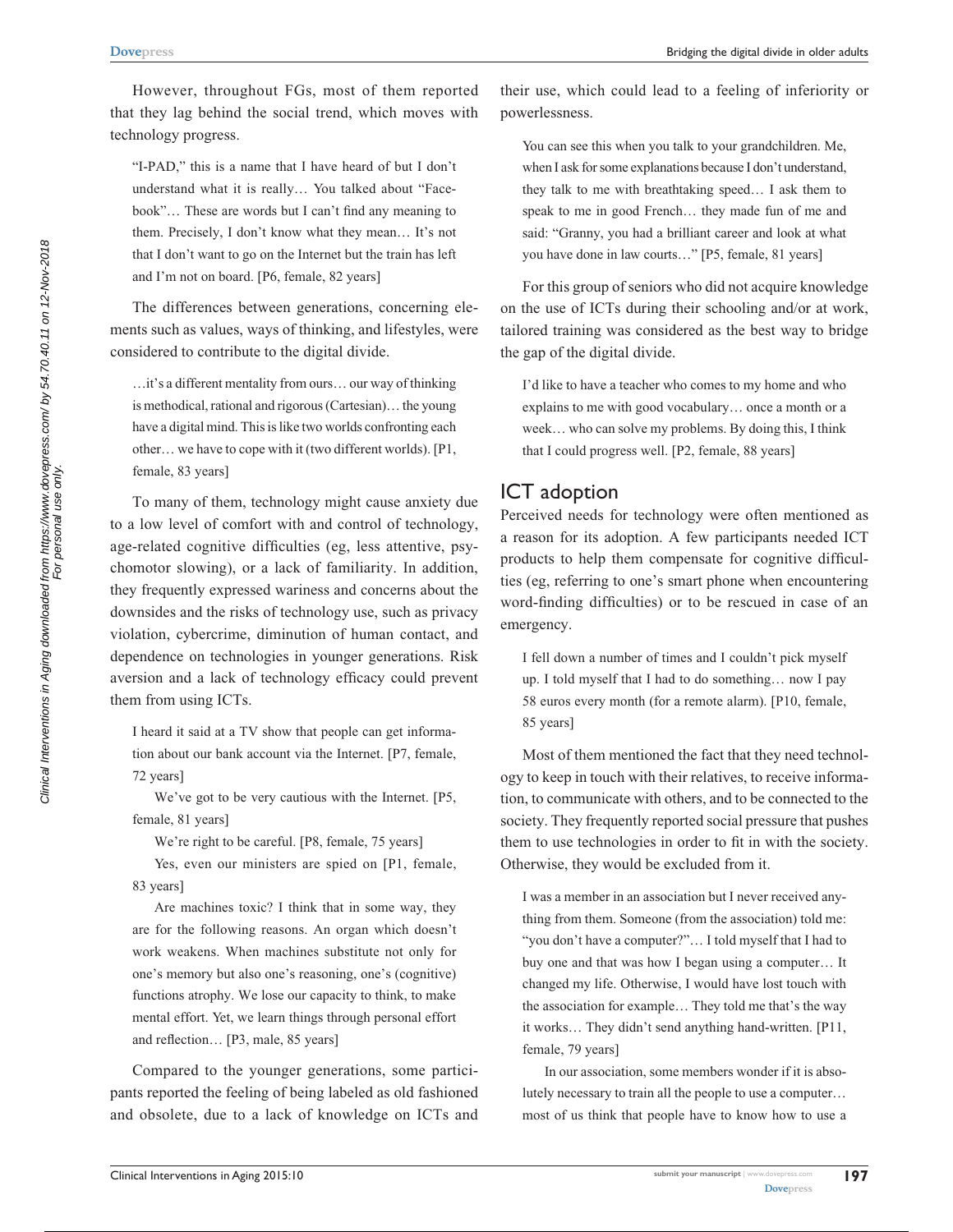However, throughout FGs, most of them reported that they lag behind the social trend, which moves with technology progress.

> "I-PAD," this is a name that I have heard of but I don't understand what it is really… You talked about "Facebook"… These are words but I can't find any meaning to them. Precisely, I don't know what they mean… It's not that I don't want to go on the Internet but the train has left and I'm not on board. [P6, female, 82 years]

The differences between generations, concerning elements such as values, ways of thinking, and lifestyles, were considered to contribute to the digital divide.

> …it's a different mentality from ours… our way of thinking is methodical, rational and rigorous (Cartesian)… the young have a digital mind. This is like two worlds confronting each other… we have to cope with it (two different worlds). [P1, female, 83 years]

To many of them, technology might cause anxiety due to a low level of comfort with and control of technology, age-related cognitive difficulties (eg, less attentive, psychomotor slowing), or a lack of familiarity. In addition, they frequently expressed wariness and concerns about the downsides and the risks of technology use, such as privacy violation, cybercrime, diminution of human contact, and dependence on technologies in younger generations. Risk aversion and a lack of technology efficacy could prevent them from using ICTs.

> I heard it said at a TV show that people can get information about our bank account via the Internet. [P7, female, 72 years]
>
> We've got to be very cautious with the Internet. [P5, female, 81 years]
>
> We're right to be careful. [P8, female, 75 years]
>
> Yes, even our ministers are spied on [P1, female, 83 years]
>
> Are machines toxic? I think that in some way, they are for the following reasons. An organ which doesn't work weakens. When machines substitute not only for one's memory but also one's reasoning, one's (cognitive) functions atrophy. We lose our capacity to think, to make mental effort. Yet, we learn things through personal effort and reflection… [P3, male, 85 years]

Compared to the younger generations, some participants reported the feeling of being labeled as old fashioned and obsolete, due to a lack of knowledge on ICTs and their use, which could lead to a feeling of inferiority or powerlessness.

> You can see this when you talk to your grandchildren. Me, when I ask for some explanations because I don't understand, they talk to me with breathtaking speed… I ask them to speak to me in good French… they made fun of me and said: "Granny, you had a brilliant career and look at what you have done in law courts…" [P5, female, 81 years]

For this group of seniors who did not acquire knowledge on the use of ICTs during their schooling and/or at work, tailored training was considered as the best way to bridge the gap of the digital divide.

> I'd like to have a teacher who comes to my home and who explains to me with good vocabulary… once a month or a week… who can solve my problems. By doing this, I think that I could progress well. [P2, female, 88 years]

## ICT adoption

Perceived needs for technology were often mentioned as a reason for its adoption. A few participants needed ICT products to help them compensate for cognitive difficulties (eg, referring to one's smart phone when encountering word-finding difficulties) or to be rescued in case of an emergency.

> I fell down a number of times and I couldn't pick myself up. I told myself that I had to do something… now I pay 58 euros every month (for a remote alarm). [P10, female, 85 years]

Most of them mentioned the fact that they need technology to keep in touch with their relatives, to receive information, to communicate with others, and to be connected to the society. They frequently reported social pressure that pushes them to use technologies in order to fit in with the society. Otherwise, they would be excluded from it.

> I was a member in an association but I never received anything from them. Someone (from the association) told me: "you don't have a computer?"… I told myself that I had to buy one and that was how I began using a computer… It changed my life. Otherwise, I would have lost touch with the association for example… They told me that's the way it works… They didn't send anything hand-written. [P11, female, 79 years]
>
> In our association, some members wonder if it is absolutely necessary to train all the people to use a computer… most of us think that people have to know how to use a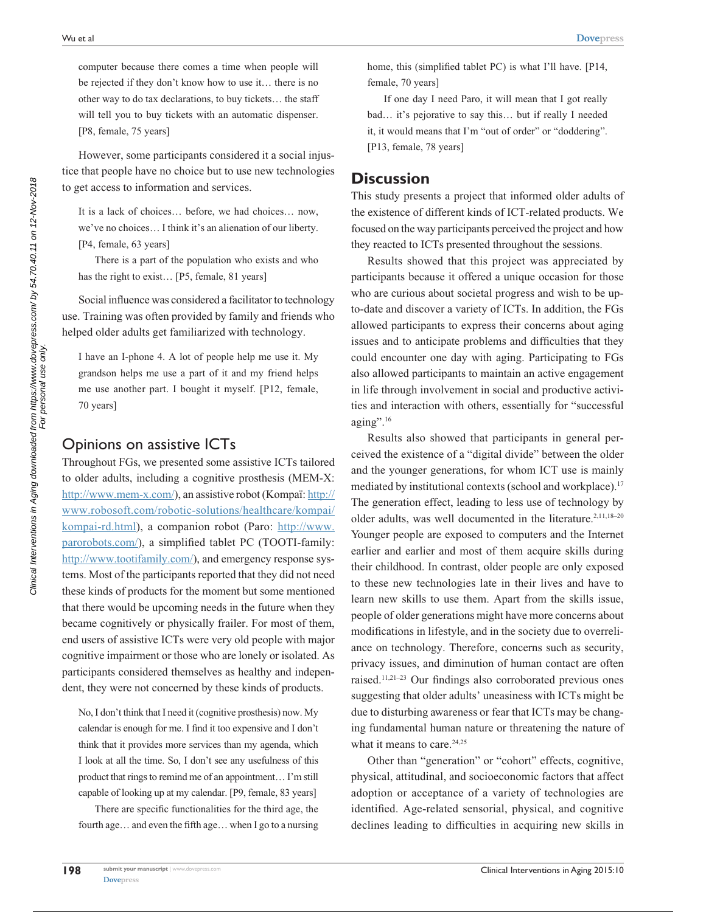computer because there comes a time when people will be rejected if they don't know how to use it… there is no other way to do tax declarations, to buy tickets… the staff will tell you to buy tickets with an automatic dispenser. [P8, female, 75 years]

However, some participants considered it a social injustice that people have no choice but to use new technologies to get access to information and services.

> It is a lack of choices… before, we had choices… now, we've no choices… I think it's an alienation of our liberty. [P4, female, 63 years]
>
> There is a part of the population who exists and who has the right to exist… [P5, female, 81 years]

Social influence was considered a facilitator to technology use. Training was often provided by family and friends who helped older adults get familiarized with technology.

> I have an I-phone 4. A lot of people help me use it. My grandson helps me use a part of it and my friend helps me use another part. I bought it myself. [P12, female, 70 years]

## Opinions on assistive ICTs

Throughout FGs, we presented some assistive ICTs tailored to older adults, including a cognitive prosthesis (MEM-X: http://www.mem-x.com/), an assistive robot (Kompaï: http://www.robosoft.com/robotic-solutions/healthcare/kompai/kompai-rd.html), a companion robot (Paro: http://www.parorobots.com/), a simplified tablet PC (TOOTI-family: http://www.tootifamily.com/), and emergency response systems. Most of the participants reported that they did not need these kinds of products for the moment but some mentioned that there would be upcoming needs in the future when they became cognitively or physically frailer. For most of them, end users of assistive ICTs were very old people with major cognitive impairment or those who are lonely or isolated. As participants considered themselves as healthy and independent, they were not concerned by these kinds of products.

> No, I don't think that I need it (cognitive prosthesis) now. My calendar is enough for me. I find it too expensive and I don't think that it provides more services than my agenda, which I look at all the time. So, I don't see any usefulness of this product that rings to remind me of an appointment… I'm still capable of looking up at my calendar. [P9, female, 83 years]
>
> There are specific functionalities for the third age, the fourth age… and even the fifth age… when I go to a nursing home, this (simplified tablet PC) is what I'll have. [P14, female, 70 years]
>
> If one day I need Paro, it will mean that I got really bad… it's pejorative to say this… but if really I needed it, it would means that I'm "out of order" or "doddering". [P13, female, 78 years]

## Discussion

This study presents a project that informed older adults of the existence of different kinds of ICT-related products. We focused on the way participants perceived the project and how they reacted to ICTs presented throughout the sessions.

Results showed that this project was appreciated by participants because it offered a unique occasion for those who are curious about societal progress and wish to be up-to-date and discover a variety of ICTs. In addition, the FGs allowed participants to express their concerns about aging issues and to anticipate problems and difficulties that they could encounter one day with aging. Participating to FGs also allowed participants to maintain an active engagement in life through involvement in social and productive activities and interaction with others, essentially for "successful aging".[16]

Results also showed that participants in general perceived the existence of a "digital divide" between the older and the younger generations, for whom ICT use is mainly mediated by institutional contexts (school and workplace).[17] The generation effect, leading to less use of technology by older adults, was well documented in the literature.[2,11,18–20] Younger people are exposed to computers and the Internet earlier and earlier and most of them acquire skills during their childhood. In contrast, older people are only exposed to these new technologies late in their lives and have to learn new skills to use them. Apart from the skills issue, people of older generations might have more concerns about modifications in lifestyle, and in the society due to overreliance on technology. Therefore, concerns such as security, privacy issues, and diminution of human contact are often raised.[11,21–23] Our findings also corroborated previous ones suggesting that older adults' uneasiness with ICTs might be due to disturbing awareness or fear that ICTs may be changing fundamental human nature or threatening the nature of what it means to care.[24,25]

Other than "generation" or "cohort" effects, cognitive, physical, attitudinal, and socioeconomic factors that affect adoption or acceptance of a variety of technologies are identified. Age-related sensorial, physical, and cognitive declines leading to difficulties in acquiring new skills in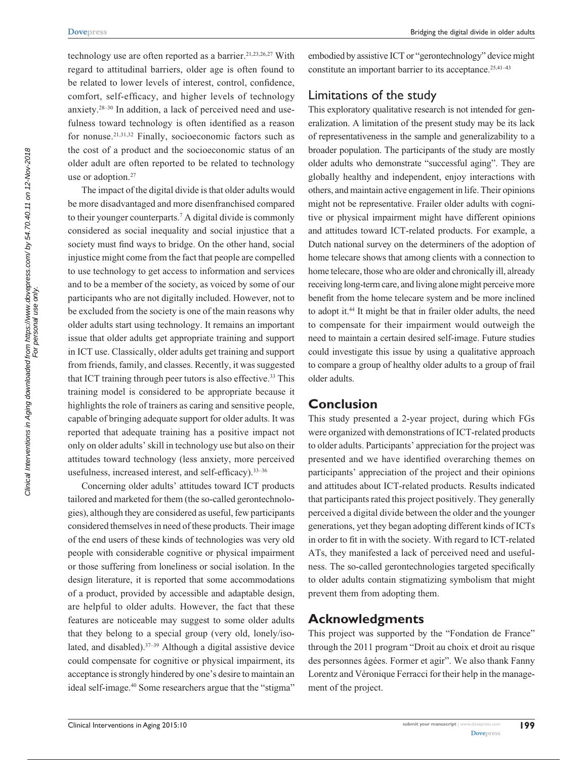technology use are often reported as a barrier.[21,23,26,27] With regard to attitudinal barriers, older age is often found to be related to lower levels of interest, control, confidence, comfort, self-efficacy, and higher levels of technology anxiety.[28–30] In addition, a lack of perceived need and usefulness toward technology is often identified as a reason for nonuse.[21,31,32] Finally, socioeconomic factors such as the cost of a product and the socioeconomic status of an older adult are often reported to be related to technology use or adoption.[27]

The impact of the digital divide is that older adults would be more disadvantaged and more disenfranchised compared to their younger counterparts.[7] A digital divide is commonly considered as social inequality and social injustice that a society must find ways to bridge. On the other hand, social injustice might come from the fact that people are compelled to use technology to get access to information and services and to be a member of the society, as voiced by some of our participants who are not digitally included. However, not to be excluded from the society is one of the main reasons why older adults start using technology. It remains an important issue that older adults get appropriate training and support in ICT use. Classically, older adults get training and support from friends, family, and classes. Recently, it was suggested that ICT training through peer tutors is also effective.[33] This training model is considered to be appropriate because it highlights the role of trainers as caring and sensitive people, capable of bringing adequate support for older adults. It was reported that adequate training has a positive impact not only on older adults' skill in technology use but also on their attitudes toward technology (less anxiety, more perceived usefulness, increased interest, and self-efficacy).[33–36]

Concerning older adults' attitudes toward ICT products tailored and marketed for them (the so-called gerontechnologies), although they are considered as useful, few participants considered themselves in need of these products. Their image of the end users of these kinds of technologies was very old people with considerable cognitive or physical impairment or those suffering from loneliness or social isolation. In the design literature, it is reported that some accommodations of a product, provided by accessible and adaptable design, are helpful to older adults. However, the fact that these features are noticeable may suggest to some older adults that they belong to a special group (very old, lonely/isolated, and disabled).[37–39] Although a digital assistive device could compensate for cognitive or physical impairment, its acceptance is strongly hindered by one's desire to maintain an ideal self-image.[40] Some researchers argue that the "stigma" embodied by assistive ICT or "gerontechnology" device might constitute an important barrier to its acceptance.[25,41–43]

## Limitations of the study

This exploratory qualitative research is not intended for generalization. A limitation of the present study may be its lack of representativeness in the sample and generalizability to a broader population. The participants of the study are mostly older adults who demonstrate "successful aging". They are globally healthy and independent, enjoy interactions with others, and maintain active engagement in life. Their opinions might not be representative. Frailer older adults with cognitive or physical impairment might have different opinions and attitudes toward ICT-related products. For example, a Dutch national survey on the determiners of the adoption of home telecare shows that among clients with a connection to home telecare, those who are older and chronically ill, already receiving long-term care, and living alone might perceive more benefit from the home telecare system and be more inclined to adopt it.[44] It might be that in frailer older adults, the need to compensate for their impairment would outweigh the need to maintain a certain desired self-image. Future studies could investigate this issue by using a qualitative approach to compare a group of healthy older adults to a group of frail older adults.

# Conclusion

This study presented a 2-year project, during which FGs were organized with demonstrations of ICT-related products to older adults. Participants' appreciation for the project was presented and we have identified overarching themes on participants' appreciation of the project and their opinions and attitudes about ICT-related products. Results indicated that participants rated this project positively. They generally perceived a digital divide between the older and the younger generations, yet they began adopting different kinds of ICTs in order to fit in with the society. With regard to ICT-related ATs, they manifested a lack of perceived need and usefulness. The so-called gerontechnologies targeted specifically to older adults contain stigmatizing symbolism that might prevent them from adopting them.

# Acknowledgments

This project was supported by the "Fondation de France" through the 2011 program "Droit au choix et droit au risque des personnes âgées. Former et agir". We also thank Fanny Lorentz and Véronique Ferracci for their help in the management of the project.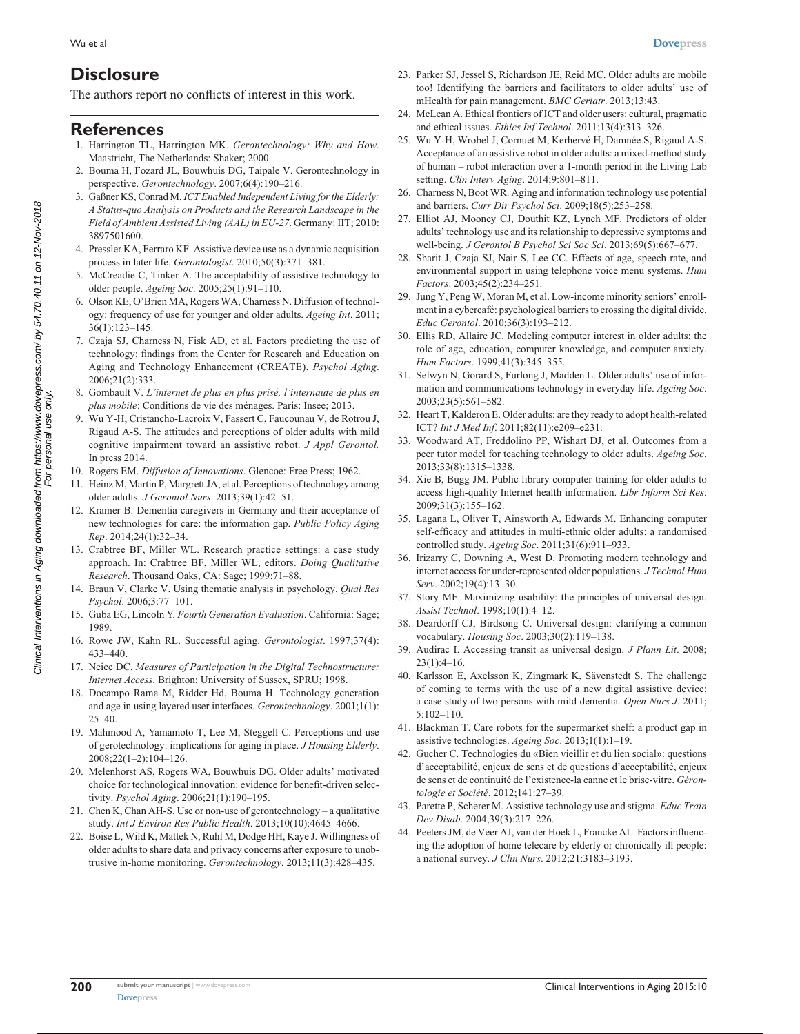## Disclosure

The authors report no conflicts of interest in this work.

## References

1. Harrington TL, Harrington MK. *Gerontechnology: Why and How*. Maastricht, The Netherlands: Shaker; 2000.
2. Bouma H, Fozard JL, Bouwhuis DG, Taipale V. Gerontechnology in perspective. *Gerontechnology*. 2007;6(4):190–216.
3. Gaßner KS, Conrad M. *ICT Enabled Independent Living for the Elderly: A Status-quo Analysis on Products and the Research Landscape in the Field of Ambient Assisted Living (AAL) in EU-27*. Germany: IIT; 2010: 3897501600.
4. Pressler KA, Ferraro KF. Assistive device use as a dynamic acquisition process in later life. *Gerontologist*. 2010;50(3):371–381.
5. McCreadie C, Tinker A. The acceptability of assistive technology to older people. *Ageing Soc*. 2005;25(1):91–110.
6. Olson KE, O'Brien MA, Rogers WA, Charness N. Diffusion of technology: frequency of use for younger and older adults. *Ageing Int*. 2011; 36(1):123–145.
7. Czaja SJ, Charness N, Fisk AD, et al. Factors predicting the use of technology: findings from the Center for Research and Education on Aging and Technology Enhancement (CREATE). *Psychol Aging*. 2006;21(2):333.
8. Gombault V. *L'internet de plus en plus prisé, l'internaute de plus en plus mobile*: Conditions de vie des ménages. Paris: Insee; 2013.
9. Wu Y-H, Cristancho-Lacroix V, Fassert C, Faucounau V, de Rotrou J, Rigaud A-S. The attitudes and perceptions of older adults with mild cognitive impairment toward an assistive robot. *J Appl Gerontol.* In press 2014.
10. Rogers EM. *Diffusion of Innovations*. Glencoe: Free Press; 1962.
11. Heinz M, Martin P, Margrett JA, et al. Perceptions of technology among older adults. *J Gerontol Nurs*. 2013;39(1):42–51.
12. Kramer B. Dementia caregivers in Germany and their acceptance of new technologies for care: the information gap. *Public Policy Aging Rep*. 2014;24(1):32–34.
13. Crabtree BF, Miller WL. Research practice settings: a case study approach. In: Crabtree BF, Miller WL, editors. *Doing Qualitative Research*. Thousand Oaks, CA: Sage; 1999:71–88.
14. Braun V, Clarke V. Using thematic analysis in psychology. *Qual Res Psychol*. 2006;3:77–101.
15. Guba EG, Lincoln Y. *Fourth Generation Evaluation*. California: Sage; 1989.
16. Rowe JW, Kahn RL. Successful aging. *Gerontologist*. 1997;37(4): 433–440.
17. Neice DC. *Measures of Participation in the Digital Technostructure: Internet Access*. Brighton: University of Sussex, SPRU; 1998.
18. Docampo Rama M, Ridder Hd, Bouma H. Technology generation and age in using layered user interfaces. *Gerontechnology*. 2001;1(1): 25–40.
19. Mahmood A, Yamamoto T, Lee M, Steggell C. Perceptions and use of gerotechnology: implications for aging in place. *J Housing Elderly*. 2008;22(1–2):104–126.
20. Melenhorst AS, Rogers WA, Bouwhuis DG. Older adults' motivated choice for technological innovation: evidence for benefit-driven selectivity. *Psychol Aging*. 2006;21(1):190–195.
21. Chen K, Chan AH-S. Use or non-use of gerontechnology – a qualitative study. *Int J Environ Res Public Health*. 2013;10(10):4645–4666.
22. Boise L, Wild K, Mattek N, Ruhl M, Dodge HH, Kaye J. Willingness of older adults to share data and privacy concerns after exposure to unobtrusive in-home monitoring. *Gerontechnology*. 2013;11(3):428–435.
23. Parker SJ, Jessel S, Richardson JE, Reid MC. Older adults are mobile too! Identifying the barriers and facilitators to older adults' use of mHealth for pain management. *BMC Geriatr*. 2013;13:43.
24. McLean A. Ethical frontiers of ICT and older users: cultural, pragmatic and ethical issues. *Ethics Inf Technol*. 2011;13(4):313–326.
25. Wu Y-H, Wrobel J, Cornuet M, Kerhervé H, Damnée S, Rigaud A-S. Acceptance of an assistive robot in older adults: a mixed-method study of human – robot interaction over a 1-month period in the Living Lab setting. *Clin Interv Aging*. 2014;9:801–811.
26. Charness N, Boot WR. Aging and information technology use potential and barriers. *Curr Dir Psychol Sci*. 2009;18(5):253–258.
27. Elliot AJ, Mooney CJ, Douthit KZ, Lynch MF. Predictors of older adults' technology use and its relationship to depressive symptoms and well-being. *J Gerontol B Psychol Sci Soc Sci*. 2013;69(5):667–677.
28. Sharit J, Czaja SJ, Nair S, Lee CC. Effects of age, speech rate, and environmental support in using telephone voice menu systems. *Hum Factors*. 2003;45(2):234–251.
29. Jung Y, Peng W, Moran M, et al. Low-income minority seniors' enrollment in a cybercafé: psychological barriers to crossing the digital divide. *Educ Gerontol*. 2010;36(3):193–212.
30. Ellis RD, Allaire JC. Modeling computer interest in older adults: the role of age, education, computer knowledge, and computer anxiety. *Hum Factors*. 1999;41(3):345–355.
31. Selwyn N, Gorard S, Furlong J, Madden L. Older adults' use of information and communications technology in everyday life. *Ageing Soc*. 2003;23(5):561–582.
32. Heart T, Kalderon E. Older adults: are they ready to adopt health-related ICT? *Int J Med Inf*. 2011;82(11):e209–e231.
33. Woodward AT, Freddolino PP, Wishart DJ, et al. Outcomes from a peer tutor model for teaching technology to older adults. *Ageing Soc*. 2013;33(8):1315–1338.
34. Xie B, Bugg JM. Public library computer training for older adults to access high-quality Internet health information. *Libr Inform Sci Res*. 2009;31(3):155–162.
35. Lagana L, Oliver T, Ainsworth A, Edwards M. Enhancing computer self-efficacy and attitudes in multi-ethnic older adults: a randomised controlled study. *Ageing Soc*. 2011;31(6):911–933.
36. Irizarry C, Downing A, West D. Promoting modern technology and internet access for under-represented older populations. *J Technol Hum Serv*. 2002;19(4):13–30.
37. Story MF. Maximizing usability: the principles of universal design. *Assist Technol*. 1998;10(1):4–12.
38. Deardorff CJ, Birdsong C. Universal design: clarifying a common vocabulary. *Housing Soc*. 2003;30(2):119–138.
39. Audirac I. Accessing transit as universal design. *J Plann Lit*. 2008; 23(1):4–16.
40. Karlsson E, Axelsson K, Zingmark K, Sävenstedt S. The challenge of coming to terms with the use of a new digital assistive device: a case study of two persons with mild dementia. *Open Nurs J*. 2011; 5:102–110.
41. Blackman T. Care robots for the supermarket shelf: a product gap in assistive technologies. *Ageing Soc*. 2013;1(1):1–19.
42. Gucher C. Technologies du «Bien vieillir et du lien social»: questions d'acceptabilité, enjeux de sens et de questions d'acceptabilité, enjeux de sens et de continuité de l'existence-la canne et le brise-vitre. *Gérontologie et Société*. 2012;141:27–39.
43. Parette P, Scherer M. Assistive technology use and stigma. *Educ Train Dev Disab*. 2004;39(3):217–226.
44. Peeters JM, de Veer AJ, van der Hoek L, Francke AL. Factors influencing the adoption of home telecare by elderly or chronically ill people: a national survey. *J Clin Nurs*. 2012;21:3183–3193.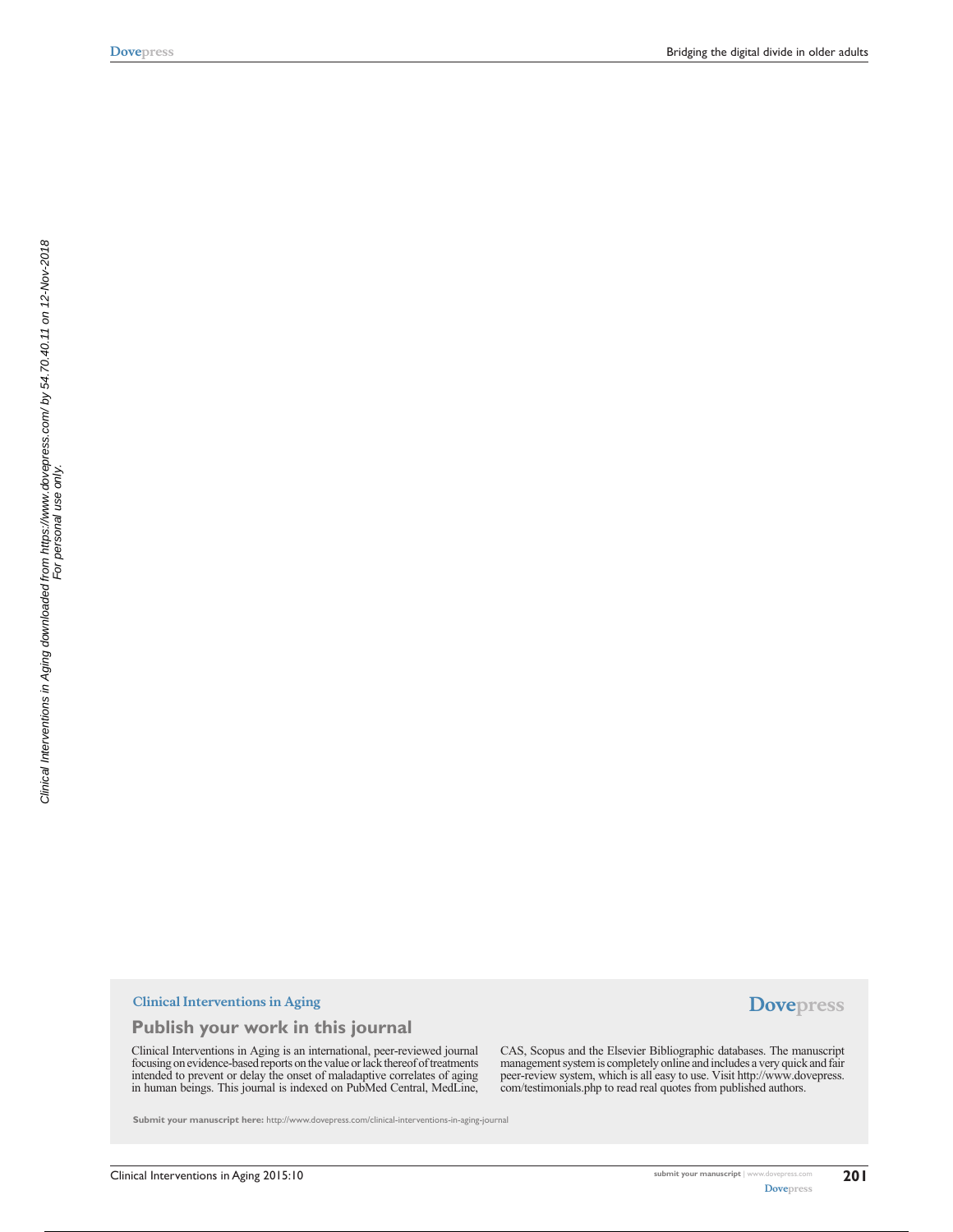## Clinical Interventions in Aging

**Dovepress**

## Publish your work in this journal

Clinical Interventions in Aging is an international, peer-reviewed journal focusing on evidence-based reports on the value or lack thereof of treatments intended to prevent or delay the onset of maladaptive correlates of aging in human beings. This journal is indexed on PubMed Central, MedLine, CAS, Scopus and the Elsevier Bibliographic databases. The manuscript management system is completely online and includes a very quick and fair peer-review system, which is all easy to use. Visit http://www.dovepress.com/testimonials.php to read real quotes from published authors.

**Submit your manuscript here:** http://www.dovepress.com/clinical-interventions-in-aging-journal